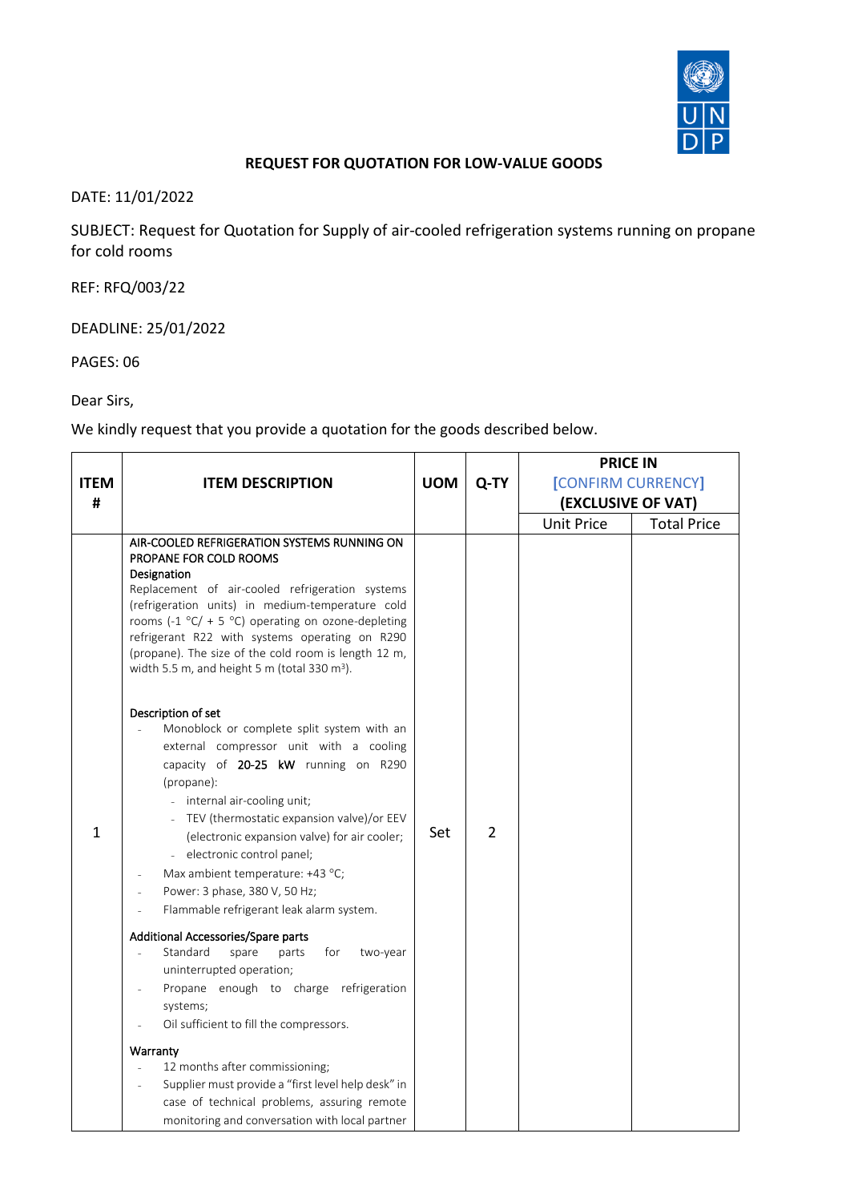## REQUEST FOR QUOTATION FOR LOW-VALUE GOODS

DATE: 11/01/2022

SUBJECT: Request for Quotation for Supply of air-cooled refrigeration systems running on propane for cold rooms

REF: RFQ/003/22

DEADLINE: 25/01/2022

PAGES: 06

Dear Sirs,

We kindly request that you provide a quotation for the goods described below.

| ITEM # | ITEM DESCRIPTION | UOM | Q-TY | PRICE IN [CONFIRM CURRENCY] (EXCLUSIVE OF VAT) | |
|---|---|---|---|---|---|
| | | | | Unit Price | Total Price |
| 1 | AIR-COOLED REFRIGERATION SYSTEMS RUNNING ON PROPANE FOR COLD ROOMS<br>Designation<br>Replacement of air-cooled refrigeration systems (refrigeration units) in medium-temperature cold rooms (-1 °C/ + 5 °C) operating on ozone-depleting refrigerant R22 with systems operating on R290 (propane). The size of the cold room is length 12 m, width 5.5 m, and height 5 m (total 330 m³).<br><br>Description of set<br>- Monoblock or complete split system with an external compressor unit with a cooling capacity of **20-25 kW** running on R290 (propane):<br>&nbsp;&nbsp;- internal air-cooling unit;<br>&nbsp;&nbsp;- TEV (thermostatic expansion valve)/or EEV (electronic expansion valve) for air cooler;<br>&nbsp;&nbsp;- electronic control panel;<br>- Max ambient temperature: +43 °C;<br>- Power: 3 phase, 380 V, 50 Hz;<br>- Flammable refrigerant leak alarm system.<br><br>Additional Accessories/Spare parts<br>- Standard spare parts for two-year uninterrupted operation;<br>- Propane enough to charge refrigeration systems;<br>- Oil sufficient to fill the compressors.<br><br>Warranty<br>- 12 months after commissioning;<br>- Supplier must provide a "first level help desk" in case of technical problems, assuring remote monitoring and conversation with local partner | Set | 2 | | |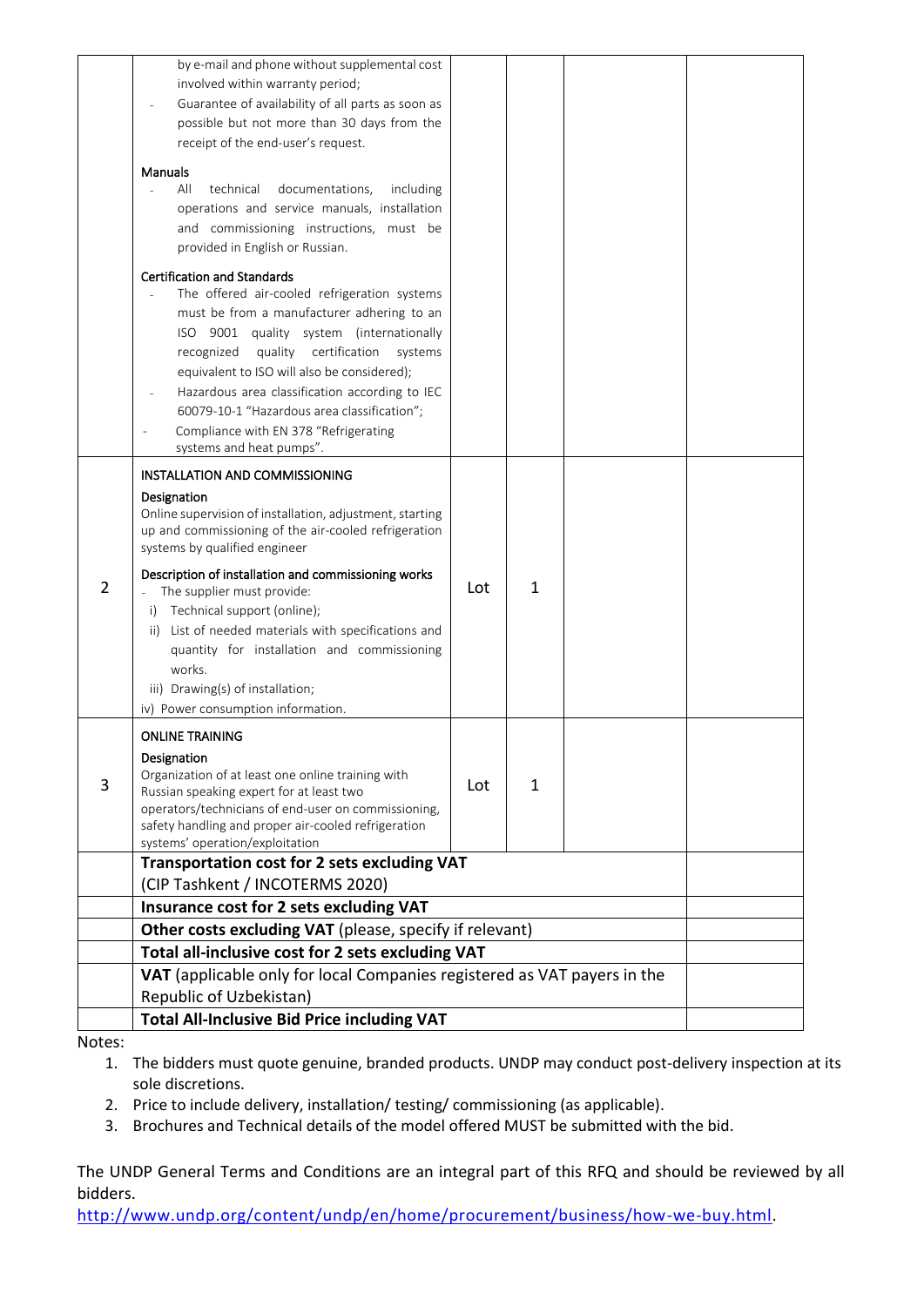| | | | | | |
|---|---|---|---|---|---|
| | by e-mail and phone without supplemental cost involved within warranty period;<br>- Guarantee of availability of all parts as soon as possible but not more than 30 days from the receipt of the end-user's request.<br><br>**Manuals**<br>- All technical documentations, including operations and service manuals, installation and commissioning instructions, must be provided in English or Russian.<br><br>**Certification and Standards**<br>- The offered air-cooled refrigeration systems must be from a manufacturer adhering to an ISO 9001 quality system (internationally recognized quality certification systems equivalent to ISO will also be considered);<br>- Hazardous area classification according to IEC 60079-10-1 "Hazardous area classification";<br>- Compliance with EN 378 "Refrigerating systems and heat pumps". | | | | |
| 2 | INSTALLATION AND COMMISSIONING<br><br>**Designation**<br>Online supervision of installation, adjustment, starting up and commissioning of the air-cooled refrigeration systems by qualified engineer<br><br>**Description of installation and commissioning works**<br>- The supplier must provide:<br>i) Technical support (online);<br>ii) List of needed materials with specifications and quantity for installation and commissioning works.<br>iii) Drawing(s) of installation;<br>iv) Power consumption information. | Lot | 1 | | |
| 3 | ONLINE TRAINING<br><br>**Designation**<br>Organization of at least one online training with Russian speaking expert for at least two operators/technicians of end-user on commissioning, safety handling and proper air-cooled refrigeration systems' operation/exploitation | Lot | 1 | | |
| | **Transportation cost for 2 sets excluding VAT** (CIP Tashkent / INCOTERMS 2020) | | | | |
| | **Insurance cost for 2 sets excluding VAT** | | | | |
| | **Other costs excluding VAT** (please, specify if relevant) | | | | |
| | **Total all-inclusive cost for 2 sets excluding VAT** | | | | |
| | **VAT** (applicable only for local Companies registered as VAT payers in the Republic of Uzbekistan) | | | | |
| | **Total All-Inclusive Bid Price including VAT** | | | | |

Notes:

1. The bidders must quote genuine, branded products. UNDP may conduct post-delivery inspection at its sole discretions.
2. Price to include delivery, installation/ testing/ commissioning (as applicable).
3. Brochures and Technical details of the model offered MUST be submitted with the bid.

The UNDP General Terms and Conditions are an integral part of this RFQ and should be reviewed by all bidders.
http://www.undp.org/content/undp/en/home/procurement/business/how-we-buy.html.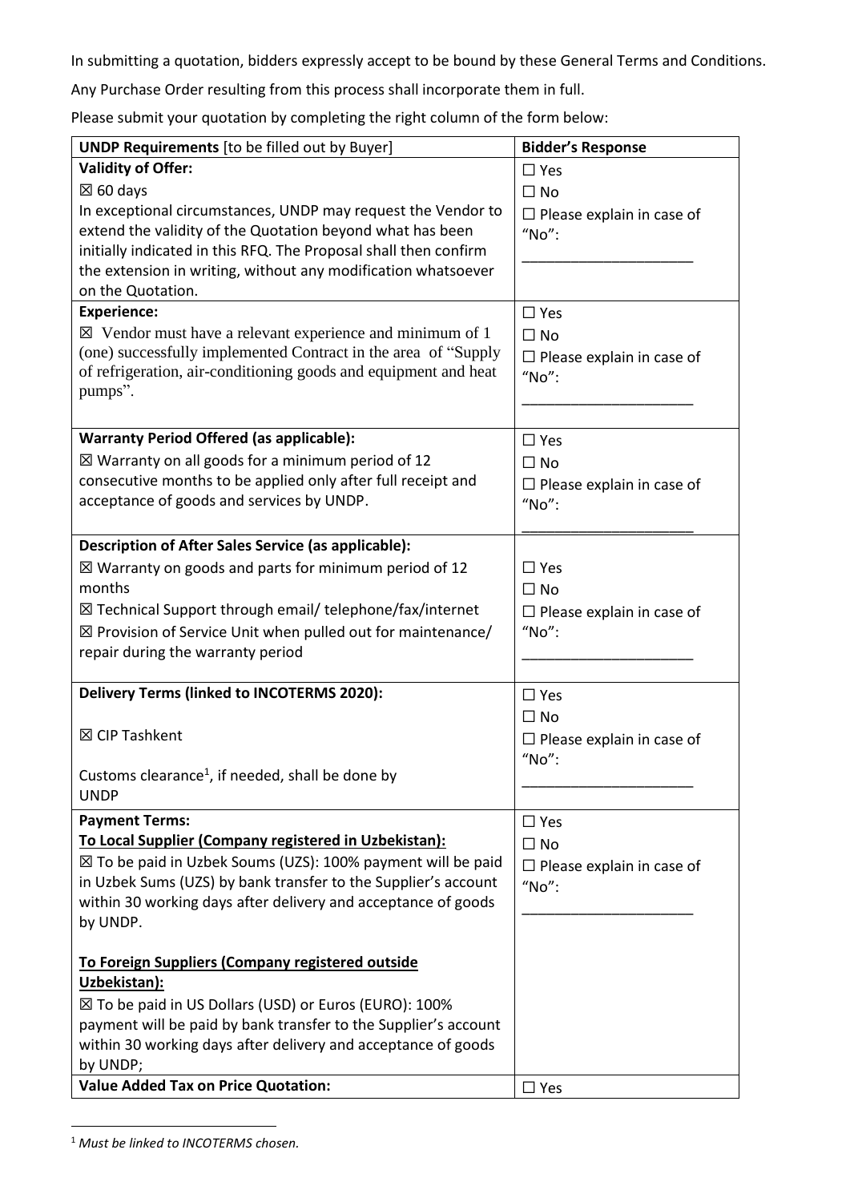In submitting a quotation, bidders expressly accept to be bound by these General Terms and Conditions.

Any Purchase Order resulting from this process shall incorporate them in full.

Please submit your quotation by completing the right column of the form below:

| **UNDP Requirements** [to be filled out by Buyer] | **Bidder's Response** |
|---|---|
| **Validity of Offer:**<br>☒ 60 days<br>In exceptional circumstances, UNDP may request the Vendor to extend the validity of the Quotation beyond what has been initially indicated in this RFQ. The Proposal shall then confirm the extension in writing, without any modification whatsoever on the Quotation. | ☐ Yes<br>☐ No<br>☐ Please explain in case of "No":<br>____________________ |
| **Experience:**<br>☒ Vendor must have a relevant experience and minimum of 1 (one) successfully implemented Contract in the area of "Supply of refrigeration, air-conditioning goods and equipment and heat pumps". | ☐ Yes<br>☐ No<br>☐ Please explain in case of "No":<br>____________________ |
| **Warranty Period Offered (as applicable):**<br>☒ Warranty on all goods for a minimum period of 12 consecutive months to be applied only after full receipt and acceptance of goods and services by UNDP. | ☐ Yes<br>☐ No<br>☐ Please explain in case of "No":<br>____________________ |
| **Description of After Sales Service (as applicable):**<br>☒ Warranty on goods and parts for minimum period of 12 months<br>☒ Technical Support through email/ telephone/fax/internet<br>☒ Provision of Service Unit when pulled out for maintenance/ repair during the warranty period | ☐ Yes<br>☐ No<br>☐ Please explain in case of "No":<br>____________________ |
| **Delivery Terms (linked to INCOTERMS 2020):**<br>☒ CIP Tashkent<br>Customs clearance[1], if needed, shall be done by UNDP | ☐ Yes<br>☐ No<br>☐ Please explain in case of "No":<br>____________________ |
| **Payment Terms:**<br>**<u>To Local Supplier (Company registered in Uzbekistan):</u>**<br>☒ To be paid in Uzbek Soums (UZS): 100% payment will be paid in Uzbek Sums (UZS) by bank transfer to the Supplier's account within 30 working days after delivery and acceptance of goods by UNDP.<br>**<u>To Foreign Suppliers (Company registered outside Uzbekistan):</u>**<br>☒ To be paid in US Dollars (USD) or Euros (EURO): 100% payment will be paid by bank transfer to the Supplier's account within 30 working days after delivery and acceptance of goods by UNDP; | ☐ Yes<br>☐ No<br>☐ Please explain in case of "No":<br>____________________ |
| **Value Added Tax on Price Quotation:** | ☐ Yes |

[1] *Must be linked to INCOTERMS chosen.*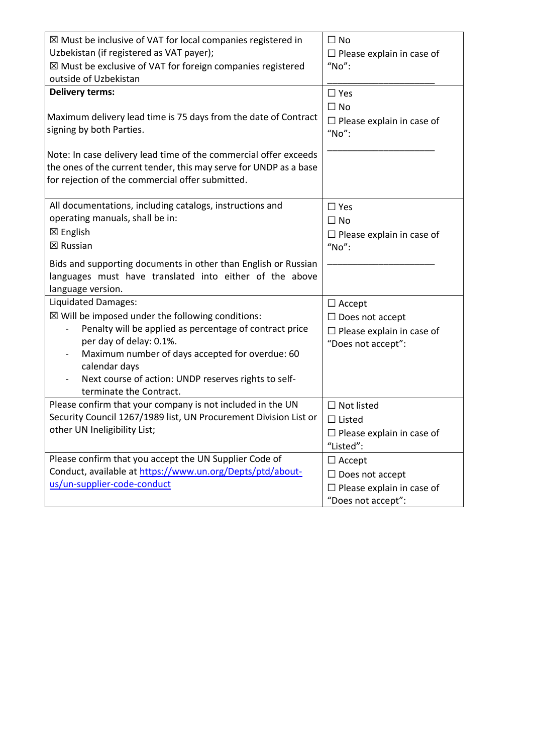| | |
|---|---|
| ☒ Must be inclusive of VAT for local companies registered in Uzbekistan (if registered as VAT payer);<br>☒ Must be exclusive of VAT for foreign companies registered outside of Uzbekistan | ☐ No<br>☐ Please explain in case of "No":<br>_____________________ |
| **Delivery terms:**<br><br>Maximum delivery lead time is 75 days from the date of Contract signing by both Parties.<br><br>Note: In case delivery lead time of the commercial offer exceeds the ones of the current tender, this may serve for UNDP as a base for rejection of the commercial offer submitted. | ☐ Yes<br>☐ No<br>☐ Please explain in case of "No":<br>_____________________ |
| All documentations, including catalogs, instructions and operating manuals, shall be in:<br>☒ English<br>☒ Russian<br><br>Bids and supporting documents in other than English or Russian languages must have translated into either of the above language version. | ☐ Yes<br>☐ No<br>☐ Please explain in case of "No":<br>_____________________ |
| Liquidated Damages:<br>☒ Will be imposed under the following conditions:<br>- Penalty will be applied as percentage of contract price per day of delay: 0.1%.<br>- Maximum number of days accepted for overdue: 60 calendar days<br>- Next course of action: UNDP reserves rights to self-terminate the Contract. | ☐ Accept<br>☐ Does not accept<br>☐ Please explain in case of "Does not accept": |
| Please confirm that your company is not included in the UN Security Council 1267/1989 list, UN Procurement Division List or other UN Ineligibility List; | ☐ Not listed<br>☐ Listed<br>☐ Please explain in case of "Listed": |
| Please confirm that you accept the UN Supplier Code of Conduct, available at [https://www.un.org/Depts/ptd/about-us/un-supplier-code-conduct](https://www.un.org/Depts/ptd/about-us/un-supplier-code-conduct) | ☐ Accept<br>☐ Does not accept<br>☐ Please explain in case of "Does not accept": |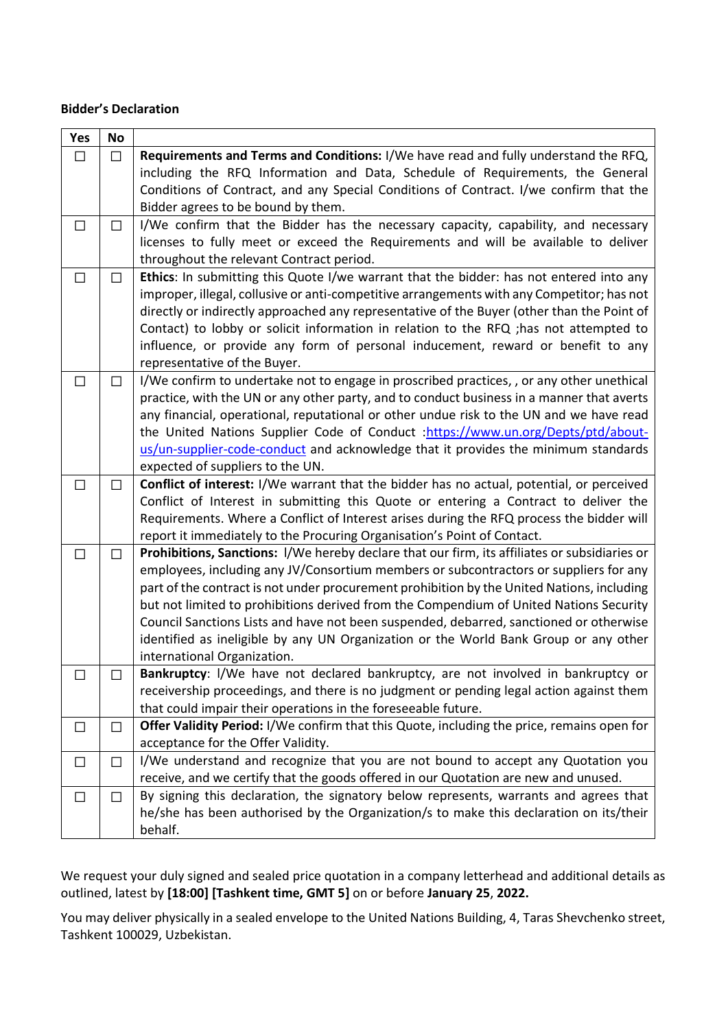**Bidder's Declaration**

| Yes | No | |
|---|---|---|
| ☐ | ☐ | **Requirements and Terms and Conditions:** I/We have read and fully understand the RFQ, including the RFQ Information and Data, Schedule of Requirements, the General Conditions of Contract, and any Special Conditions of Contract. I/we confirm that the Bidder agrees to be bound by them. |
| ☐ | ☐ | I/We confirm that the Bidder has the necessary capacity, capability, and necessary licenses to fully meet or exceed the Requirements and will be available to deliver throughout the relevant Contract period. |
| ☐ | ☐ | **Ethics**: In submitting this Quote I/we warrant that the bidder: has not entered into any improper, illegal, collusive or anti-competitive arrangements with any Competitor; has not directly or indirectly approached any representative of the Buyer (other than the Point of Contact) to lobby or solicit information in relation to the RFQ ;has not attempted to influence, or provide any form of personal inducement, reward or benefit to any representative of the Buyer. |
| ☐ | ☐ | I/We confirm to undertake not to engage in proscribed practices, , or any other unethical practice, with the UN or any other party, and to conduct business in a manner that averts any financial, operational, reputational or other undue risk to the UN and we have read the United Nations Supplier Code of Conduct :[https://www.un.org/Depts/ptd/about-us/un-supplier-code-conduct](https://www.un.org/Depts/ptd/about-us/un-supplier-code-conduct) and acknowledge that it provides the minimum standards expected of suppliers to the UN. |
| ☐ | ☐ | **Conflict of interest:** I/We warrant that the bidder has no actual, potential, or perceived Conflict of Interest in submitting this Quote or entering a Contract to deliver the Requirements. Where a Conflict of Interest arises during the RFQ process the bidder will report it immediately to the Procuring Organisation's Point of Contact. |
| ☐ | ☐ | **Prohibitions, Sanctions:** I/We hereby declare that our firm, its affiliates or subsidiaries or employees, including any JV/Consortium members or subcontractors or suppliers for any part of the contract is not under procurement prohibition by the United Nations, including but not limited to prohibitions derived from the Compendium of United Nations Security Council Sanctions Lists and have not been suspended, debarred, sanctioned or otherwise identified as ineligible by any UN Organization or the World Bank Group or any other international Organization. |
| ☐ | ☐ | **Bankruptcy**: I/We have not declared bankruptcy, are not involved in bankruptcy or receivership proceedings, and there is no judgment or pending legal action against them that could impair their operations in the foreseeable future. |
| ☐ | ☐ | **Offer Validity Period:** I/We confirm that this Quote, including the price, remains open for acceptance for the Offer Validity. |
| ☐ | ☐ | I/We understand and recognize that you are not bound to accept any Quotation you receive, and we certify that the goods offered in our Quotation are new and unused. |
| ☐ | ☐ | By signing this declaration, the signatory below represents, warrants and agrees that he/she has been authorised by the Organization/s to make this declaration on its/their behalf. |

We request your duly signed and sealed price quotation in a company letterhead and additional details as outlined, latest by **[18:00] [Tashkent time, GMT 5]** on or before **January 25**, **2022.**

You may deliver physically in a sealed envelope to the United Nations Building, 4, Taras Shevchenko street, Tashkent 100029, Uzbekistan.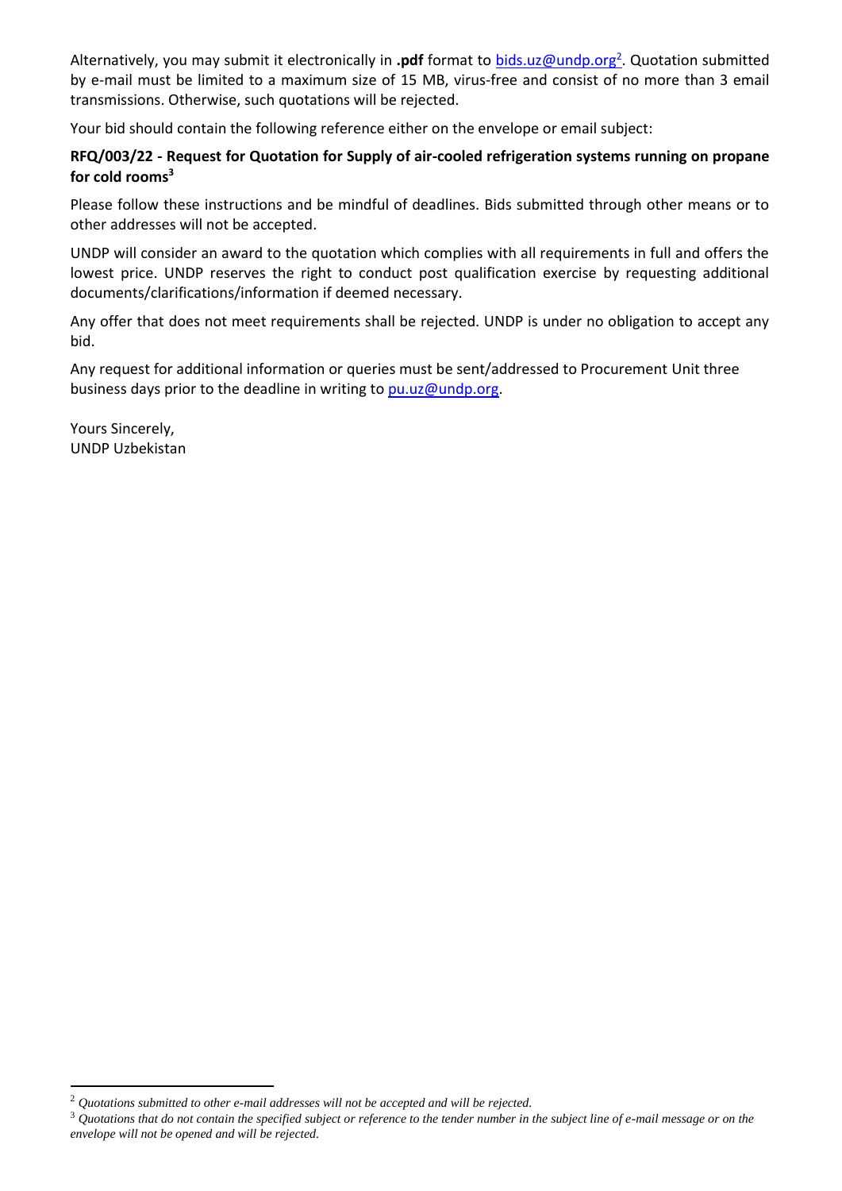Alternatively, you may submit it electronically in **.pdf** format to bids.uz@undp.org[2]. Quotation submitted by e-mail must be limited to a maximum size of 15 MB, virus-free and consist of no more than 3 email transmissions. Otherwise, such quotations will be rejected.

Your bid should contain the following reference either on the envelope or email subject:

**RFQ/003/22 - Request for Quotation for Supply of air-cooled refrigeration systems running on propane for cold rooms[3]**

Please follow these instructions and be mindful of deadlines. Bids submitted through other means or to other addresses will not be accepted.

UNDP will consider an award to the quotation which complies with all requirements in full and offers the lowest price. UNDP reserves the right to conduct post qualification exercise by requesting additional documents/clarifications/information if deemed necessary.

Any offer that does not meet requirements shall be rejected. UNDP is under no obligation to accept any bid.

Any request for additional information or queries must be sent/addressed to Procurement Unit three business days prior to the deadline in writing to pu.uz@undp.org.

Yours Sincerely,
UNDP Uzbekistan

---

[2] *Quotations submitted to other e-mail addresses will not be accepted and will be rejected.*

[3] *Quotations that do not contain the specified subject or reference to the tender number in the subject line of e-mail message or on the envelope will not be opened and will be rejected.*